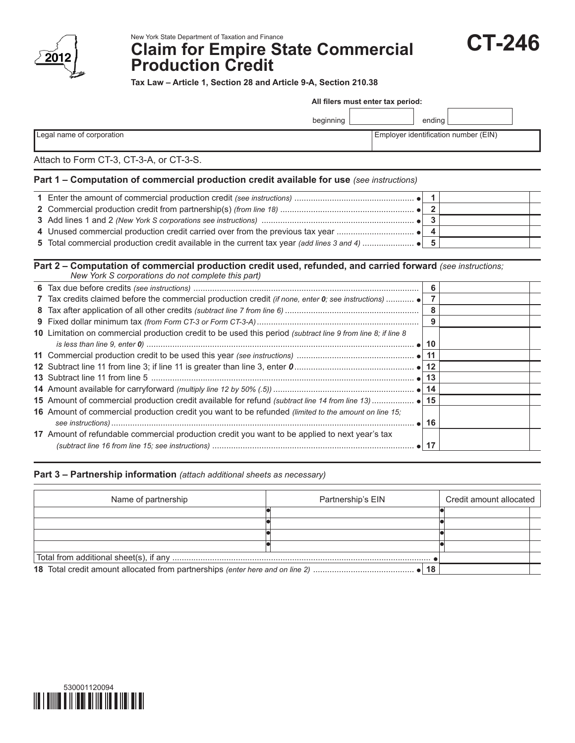New York State Department of Taxation and Finance

# Claim for Empire State Commercial Production Credit

**CT-246**

2012

**Tax Law – Article 1, Section 28 and Article 9-A, Section 210.38**

**All filers must enter tax period:**

beginning ____________ ending ____________

| Legal name of corporation | Employer identification number (EIN) |
|---|---|
| | |

Attach to Form CT-3, CT-3-A, or CT-3-S.

## Part 1 – Computation of commercial production credit available for use *(see instructions)*

| | | |
|---|---|---|
| **1** Enter the amount of commercial production credit *(see instructions)* | **1** | |
| **2** Commercial production credit from partnership(s) *(from line 18)* | **2** | |
| **3** Add lines 1 and 2 *(New York S corporations see instructions)* | **3** | |
| **4** Unused commercial production credit carried over from the previous tax year | **4** | |
| **5** Total commercial production credit available in the current tax year *(add lines 3 and 4)* | **5** | |

## Part 2 – Computation of commercial production credit used, refunded, and carried forward *(see instructions; New York S corporations do not complete this part)*

| | | |
|---|---|---|
| **6** Tax due before credits *(see instructions)* | **6** | |
| **7** Tax credits claimed before the commercial production credit *(if none, enter 0; see instructions)* | **7** | |
| **8** Tax after application of all other credits *(subtract line 7 from line 6)* | **8** | |
| **9** Fixed dollar minimum tax *(from Form CT-3 or Form CT-3-A)* | **9** | |
| **10** Limitation on commercial production credit to be used this period *(subtract line 9 from line 8; if line 8 is less than line 9, enter 0)* | **10** | |
| **11** Commercial production credit to be used this year *(see instructions)* | **11** | |
| **12** Subtract line 11 from line 3; if line 11 is greater than line 3, enter ***0*** | **12** | |
| **13** Subtract line 11 from line 5 | **13** | |
| **14** Amount available for carryforward *(multiply line 12 by 50% (.5))* | **14** | |
| **15** Amount of commercial production credit available for refund *(subtract line 14 from line 13)* | **15** | |
| **16** Amount of commercial production credit you want to be refunded *(limited to the amount on line 15; see instructions)* | **16** | |
| **17** Amount of refundable commercial production credit you want to be applied to next year's tax *(subtract line 16 from line 15; see instructions)* | **17** | |

## Part 3 – Partnership information *(attach additional sheets as necessary)*

| Name of partnership | Partnership's EIN | Credit amount allocated |
|---|---|---|
| | | |
| | | |
| | | |
| | | |
| Total from additional sheet(s), if any | | |
| **18** Total credit amount allocated from partnerships *(enter here and on line 2)* | **18** | |

530001120094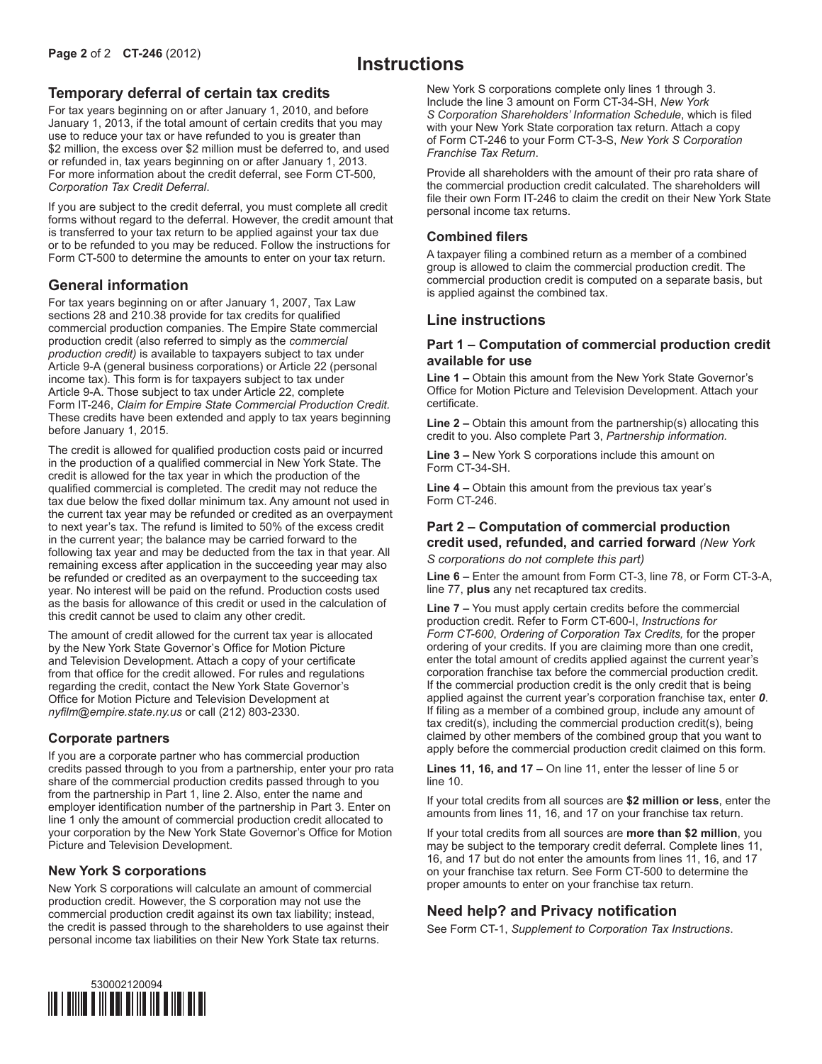# Instructions

## Temporary deferral of certain tax credits

For tax years beginning on or after January 1, 2010, and before January 1, 2013, if the total amount of certain credits that you may use to reduce your tax or have refunded to you is greater than $2 million, the excess over $2 million must be deferred to, and used or refunded in, tax years beginning on or after January 1, 2013. For more information about the credit deferral, see Form CT-500, *Corporation Tax Credit Deferral*.

If you are subject to the credit deferral, you must complete all credit forms without regard to the deferral. However, the credit amount that is transferred to your tax return to be applied against your tax due or to be refunded to you may be reduced. Follow the instructions for Form CT-500 to determine the amounts to enter on your tax return.

## General information

For tax years beginning on or after January 1, 2007, Tax Law sections 28 and 210.38 provide for tax credits for qualified commercial production companies. The Empire State commercial production credit (also referred to simply as the *commercial production credit)* is available to taxpayers subject to tax under Article 9-A (general business corporations) or Article 22 (personal income tax). This form is for taxpayers subject to tax under Article 9-A. Those subject to tax under Article 22, complete Form IT-246, *Claim for Empire State Commercial Production Credit.* These credits have been extended and apply to tax years beginning before January 1, 2015.

The credit is allowed for qualified production costs paid or incurred in the production of a qualified commercial in New York State. The credit is allowed for the tax year in which the production of the qualified commercial is completed. The credit may not reduce the tax due below the fixed dollar minimum tax. Any amount not used in the current tax year may be refunded or credited as an overpayment to next year's tax. The refund is limited to 50% of the excess credit in the current year; the balance may be carried forward to the following tax year and may be deducted from the tax in that year. All remaining excess after application in the succeeding year may also be refunded or credited as an overpayment to the succeeding tax year. No interest will be paid on the refund. Production costs used as the basis for allowance of this credit or used in the calculation of this credit cannot be used to claim any other credit.

The amount of credit allowed for the current tax year is allocated by the New York State Governor's Office for Motion Picture and Television Development. Attach a copy of your certificate from that office for the credit allowed. For rules and regulations regarding the credit, contact the New York State Governor's Office for Motion Picture and Television Development at *nyfilm@empire.state.ny.us* or call (212) 803-2330.

### Corporate partners

If you are a corporate partner who has commercial production credits passed through to you from a partnership, enter your pro rata share of the commercial production credits passed through to you from the partnership in Part 1, line 2. Also, enter the name and employer identification number of the partnership in Part 3. Enter on line 1 only the amount of commercial production credit allocated to your corporation by the New York State Governor's Office for Motion Picture and Television Development.

### New York S corporations

New York S corporations will calculate an amount of commercial production credit. However, the S corporation may not use the commercial production credit against its own tax liability; instead, the credit is passed through to the shareholders to use against their personal income tax liabilities on their New York State tax returns.

New York S corporations complete only lines 1 through 3. Include the line 3 amount on Form CT-34-SH, *New York S Corporation Shareholders' Information Schedule*, which is filed with your New York State corporation tax return. Attach a copy of Form CT-246 to your Form CT-3-S, *New York S Corporation Franchise Tax Return*.

Provide all shareholders with the amount of their pro rata share of the commercial production credit calculated. The shareholders will file their own Form IT-246 to claim the credit on their New York State personal income tax returns.

### Combined filers

A taxpayer filing a combined return as a member of a combined group is allowed to claim the commercial production credit. The commercial production credit is computed on a separate basis, but is applied against the combined tax.

## Line instructions

### Part 1 – Computation of commercial production credit available for use

**Line 1 –** Obtain this amount from the New York State Governor's Office for Motion Picture and Television Development. Attach your certificate.

**Line 2 –** Obtain this amount from the partnership(s) allocating this credit to you. Also complete Part 3, *Partnership information.*

**Line 3 –** New York S corporations include this amount on Form CT-34-SH.

**Line 4 –** Obtain this amount from the previous tax year's Form CT-246.

### Part 2 – Computation of commercial production credit used, refunded, and carried forward *(New York S corporations do not complete this part)*

**Line 6 –** Enter the amount from Form CT-3, line 78, or Form CT-3-A, line 77, **plus** any net recaptured tax credits.

**Line 7 –** You must apply certain credits before the commercial production credit. Refer to Form CT-600-I, *Instructions for Form CT-600*, *Ordering of Corporation Tax Credits,* for the proper ordering of your credits. If you are claiming more than one credit, enter the total amount of credits applied against the current year's corporation franchise tax before the commercial production credit. If the commercial production credit is the only credit that is being applied against the current year's corporation franchise tax, enter ***0***. If filing as a member of a combined group, include any amount of tax credit(s), including the commercial production credit(s), being claimed by other members of the combined group that you want to apply before the commercial production credit claimed on this form.

**Lines 11, 16, and 17 –** On line 11, enter the lesser of line 5 or line 10.

If your total credits from all sources are **$2 million or less**, enter the amounts from lines 11, 16, and 17 on your franchise tax return.

If your total credits from all sources are **more than $2 million**, you may be subject to the temporary credit deferral. Complete lines 11, 16, and 17 but do not enter the amounts from lines 11, 16, and 17 on your franchise tax return. See Form CT-500 to determine the proper amounts to enter on your franchise tax return.

## Need help? and Privacy notification

See Form CT-1, *Supplement to Corporation Tax Instructions*.

530002120094